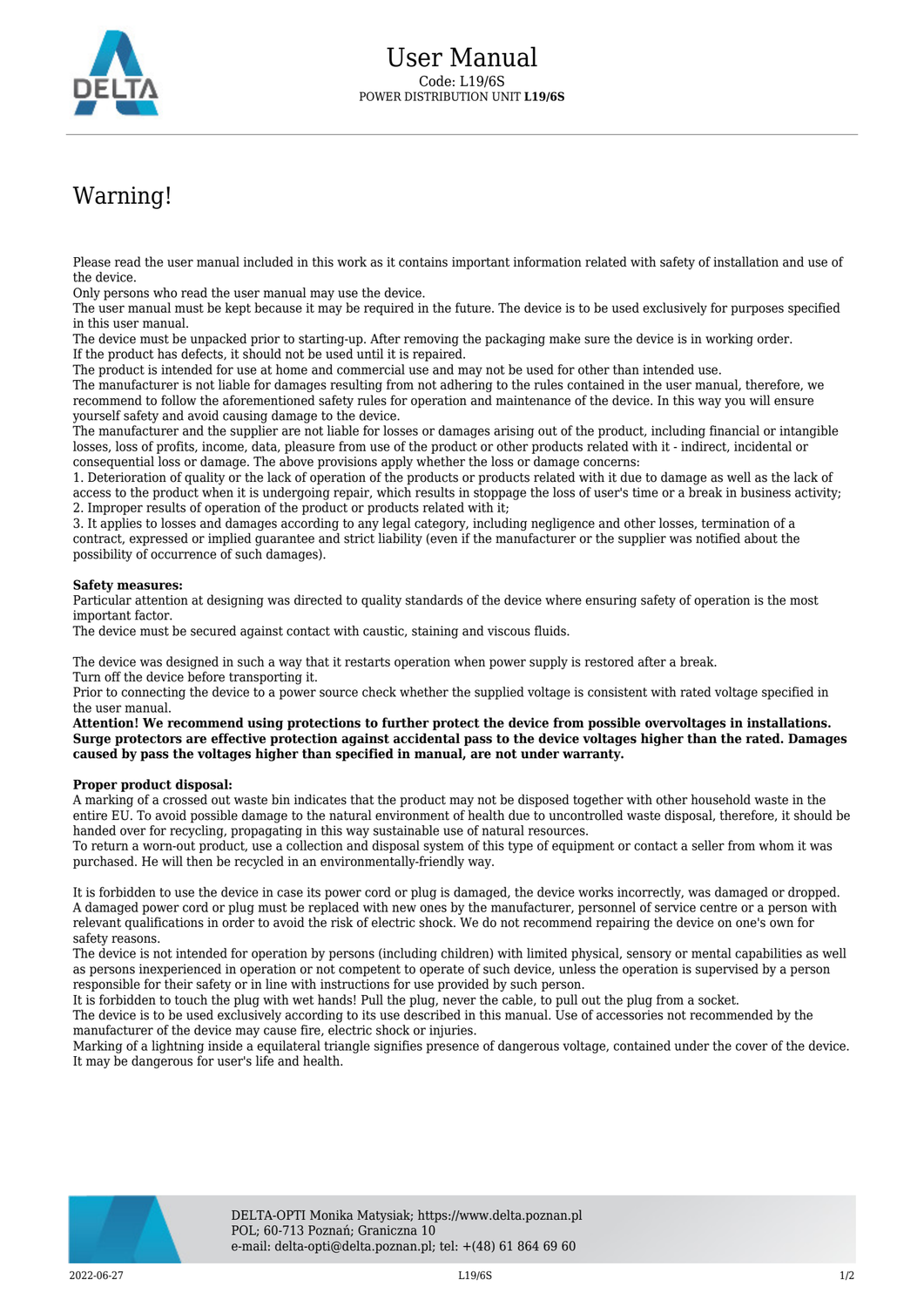# User Manual

Code: L19/6S

POWER DISTRIBUTION UNIT **L19/6S**

## Warning!

Please read the user manual included in this work as it contains important information related with safety of installation and use of the device.
Only persons who read the user manual may use the device.
The user manual must be kept because it may be required in the future. The device is to be used exclusively for purposes specified in this user manual.
The device must be unpacked prior to starting-up. After removing the packaging make sure the device is in working order.
If the product has defects, it should not be used until it is repaired.
The product is intended for use at home and commercial use and may not be used for other than intended use.
The manufacturer is not liable for damages resulting from not adhering to the rules contained in the user manual, therefore, we recommend to follow the aforementioned safety rules for operation and maintenance of the device. In this way you will ensure yourself safety and avoid causing damage to the device.
The manufacturer and the supplier are not liable for losses or damages arising out of the product, including financial or intangible losses, loss of profits, income, data, pleasure from use of the product or other products related with it - indirect, incidental or consequential loss or damage. The above provisions apply whether the loss or damage concerns:
1. Deterioration of quality or the lack of operation of the products or products related with it due to damage as well as the lack of access to the product when it is undergoing repair, which results in stoppage the loss of user's time or a break in business activity;
2. Improper results of operation of the product or products related with it;
3. It applies to losses and damages according to any legal category, including negligence and other losses, termination of a contract, expressed or implied guarantee and strict liability (even if the manufacturer or the supplier was notified about the possibility of occurrence of such damages).

**Safety measures:**
Particular attention at designing was directed to quality standards of the device where ensuring safety of operation is the most important factor.
The device must be secured against contact with caustic, staining and viscous fluids.

The device was designed in such a way that it restarts operation when power supply is restored after a break.
Turn off the device before transporting it.
Prior to connecting the device to a power source check whether the supplied voltage is consistent with rated voltage specified in the user manual.
**Attention! We recommend using protections to further protect the device from possible overvoltages in installations. Surge protectors are effective protection against accidental pass to the device voltages higher than the rated. Damages caused by pass the voltages higher than specified in manual, are not under warranty.**

**Proper product disposal:**
A marking of a crossed out waste bin indicates that the product may not be disposed together with other household waste in the entire EU. To avoid possible damage to the natural environment of health due to uncontrolled waste disposal, therefore, it should be handed over for recycling, propagating in this way sustainable use of natural resources.
To return a worn-out product, use a collection and disposal system of this type of equipment or contact a seller from whom it was purchased. He will then be recycled in an environmentally-friendly way.

It is forbidden to use the device in case its power cord or plug is damaged, the device works incorrectly, was damaged or dropped. A damaged power cord or plug must be replaced with new ones by the manufacturer, personnel of service centre or a person with relevant qualifications in order to avoid the risk of electric shock. We do not recommend repairing the device on one's own for safety reasons.
The device is not intended for operation by persons (including children) with limited physical, sensory or mental capabilities as well as persons inexperienced in operation or not competent to operate of such device, unless the operation is supervised by a person responsible for their safety or in line with instructions for use provided by such person.
It is forbidden to touch the plug with wet hands! Pull the plug, never the cable, to pull out the plug from a socket.
The device is to be used exclusively according to its use described in this manual. Use of accessories not recommended by the manufacturer of the device may cause fire, electric shock or injuries.
Marking of a lightning inside a equilateral triangle signifies presence of dangerous voltage, contained under the cover of the device. It may be dangerous for user's life and health.

DELTA-OPTI Monika Matysiak; https://www.delta.poznan.pl
POL; 60-713 Poznań; Graniczna 10
e-mail: delta-opti@delta.poznan.pl; tel: +(48) 61 864 69 60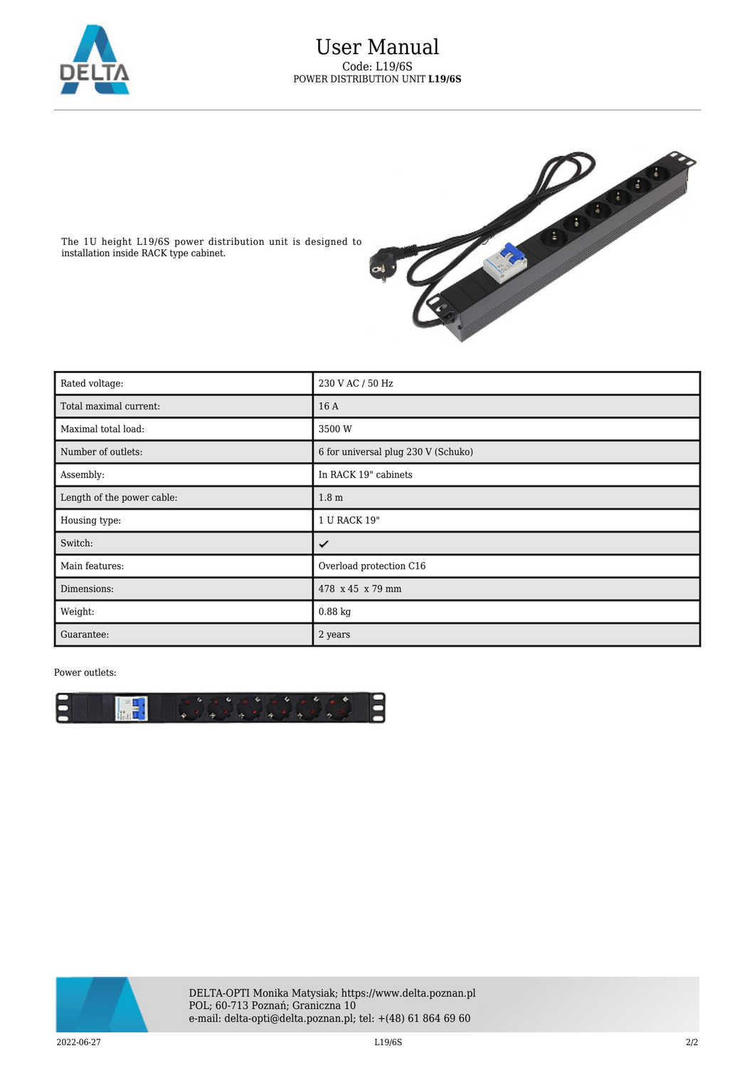# User Manual

Code: L19/6S

POWER DISTRIBUTION UNIT **L19/6S**

The 1U height L19/6S power distribution unit is designed to installation inside RACK type cabinet.

| | |
|---|---|
| Rated voltage: | 230 V AC / 50 Hz |
| Total maximal current: | 16 A |
| Maximal total load: | 3500 W |
| Number of outlets: | 6 for universal plug 230 V (Schuko) |
| Assembly: | In RACK 19" cabinets |
| Length of the power cable: | 1.8 m |
| Housing type: | 1 U RACK 19" |
| Switch: | ✔ |
| Main features: | Overload protection C16 |
| Dimensions: | 478 x 45 x 79 mm |
| Weight: | 0.88 kg |
| Guarantee: | 2 years |

Power outlets:

DELTA-OPTI Monika Matysiak; https://www.delta.poznan.pl
POL; 60-713 Poznań; Graniczna 10
e-mail: delta-opti@delta.poznan.pl; tel: +(48) 61 864 69 60